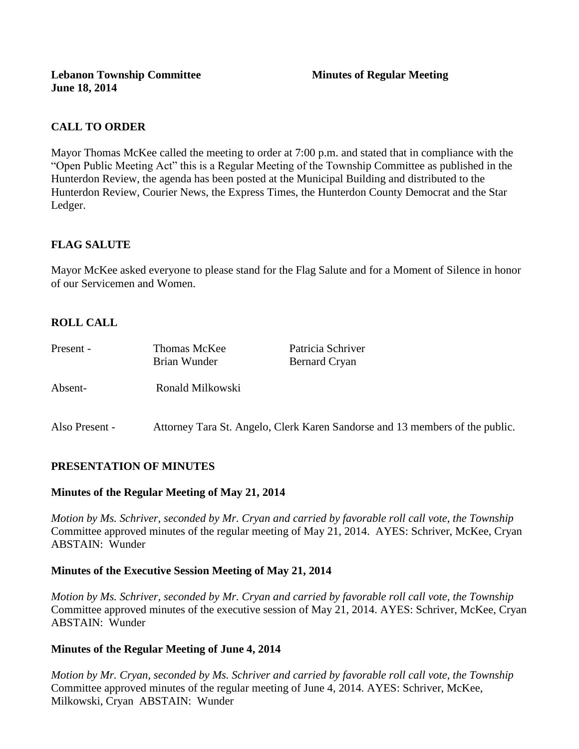**Lebanon Township Committee** **Minutes of Regular Meeting**
**June 18, 2014**

## CALL TO ORDER

Mayor Thomas McKee called the meeting to order at 7:00 p.m. and stated that in compliance with the "Open Public Meeting Act" this is a Regular Meeting of the Township Committee as published in the Hunterdon Review, the agenda has been posted at the Municipal Building and distributed to the Hunterdon Review, Courier News, the Express Times, the Hunterdon County Democrat and the Star Ledger.

## FLAG SALUTE

Mayor McKee asked everyone to please stand for the Flag Salute and for a Moment of Silence in honor of our Servicemen and Women.

## ROLL CALL

Present - Thomas McKee, Patricia Schriver, Brian Wunder, Bernard Cryan

Absent- Ronald Milkowski

Also Present - Attorney Tara St. Angelo, Clerk Karen Sandorse and 13 members of the public.

## PRESENTATION OF MINUTES

### Minutes of the Regular Meeting of May 21, 2014

*Motion by Ms. Schriver, seconded by Mr. Cryan and carried by favorable roll call vote, the Township* Committee approved minutes of the regular meeting of May 21, 2014. AYES: Schriver, McKee, Cryan ABSTAIN: Wunder

### Minutes of the Executive Session Meeting of May 21, 2014

*Motion by Ms. Schriver, seconded by Mr. Cryan and carried by favorable roll call vote, the Township* Committee approved minutes of the executive session of May 21, 2014. AYES: Schriver, McKee, Cryan ABSTAIN: Wunder

### Minutes of the Regular Meeting of June 4, 2014

*Motion by Mr. Cryan, seconded by Ms. Schriver and carried by favorable roll call vote, the Township* Committee approved minutes of the regular meeting of June 4, 2014. AYES: Schriver, McKee, Milkowski, Cryan ABSTAIN: Wunder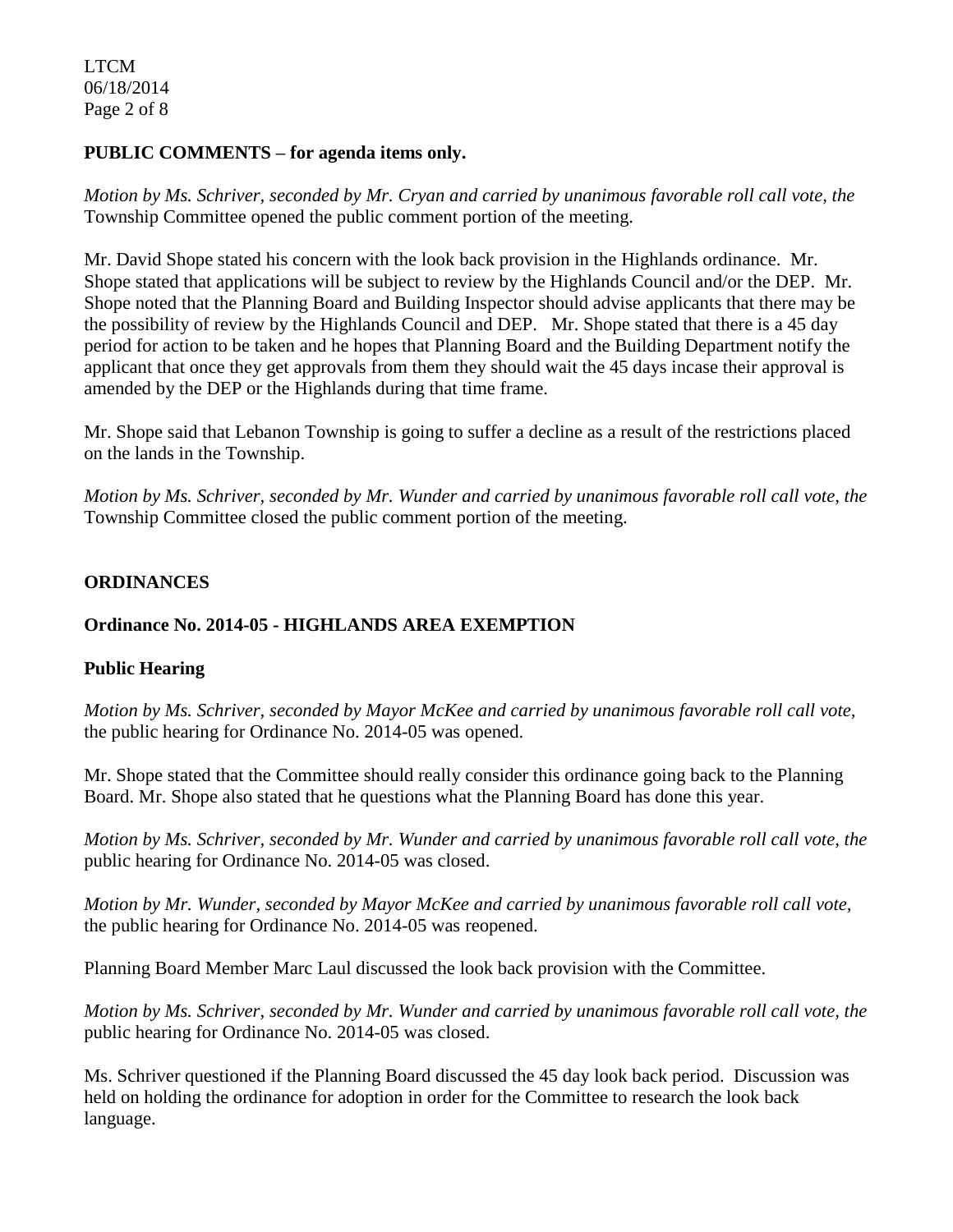**PUBLIC COMMENTS – for agenda items only.**

*Motion by Ms. Schriver, seconded by Mr. Cryan and carried by unanimous favorable roll call vote, the* Township Committee opened the public comment portion of the meeting.

Mr. David Shope stated his concern with the look back provision in the Highlands ordinance. Mr. Shope stated that applications will be subject to review by the Highlands Council and/or the DEP. Mr. Shope noted that the Planning Board and Building Inspector should advise applicants that there may be the possibility of review by the Highlands Council and DEP. Mr. Shope stated that there is a 45 day period for action to be taken and he hopes that Planning Board and the Building Department notify the applicant that once they get approvals from them they should wait the 45 days incase their approval is amended by the DEP or the Highlands during that time frame.

Mr. Shope said that Lebanon Township is going to suffer a decline as a result of the restrictions placed on the lands in the Township.

*Motion by Ms. Schriver, seconded by Mr. Wunder and carried by unanimous favorable roll call vote, the* Township Committee closed the public comment portion of the meeting.

**ORDINANCES**

**Ordinance No. 2014-05 - HIGHLANDS AREA EXEMPTION**

**Public Hearing**

*Motion by Ms. Schriver, seconded by Mayor McKee and carried by unanimous favorable roll call vote,* the public hearing for Ordinance No. 2014-05 was opened.

Mr. Shope stated that the Committee should really consider this ordinance going back to the Planning Board. Mr. Shope also stated that he questions what the Planning Board has done this year.

*Motion by Ms. Schriver, seconded by Mr. Wunder and carried by unanimous favorable roll call vote, the* public hearing for Ordinance No. 2014-05 was closed.

*Motion by Mr. Wunder, seconded by Mayor McKee and carried by unanimous favorable roll call vote,* the public hearing for Ordinance No. 2014-05 was reopened.

Planning Board Member Marc Laul discussed the look back provision with the Committee.

*Motion by Ms. Schriver, seconded by Mr. Wunder and carried by unanimous favorable roll call vote, the* public hearing for Ordinance No. 2014-05 was closed.

Ms. Schriver questioned if the Planning Board discussed the 45 day look back period. Discussion was held on holding the ordinance for adoption in order for the Committee to research the look back language.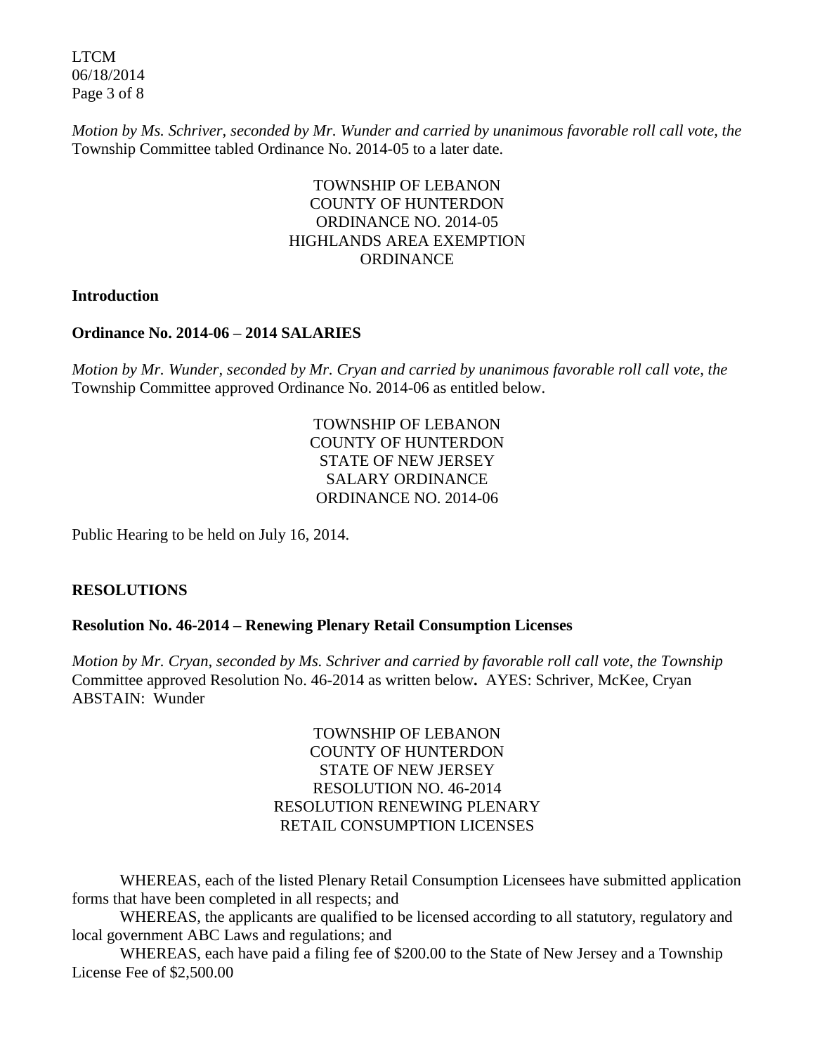*Motion by Ms. Schriver, seconded by Mr. Wunder and carried by unanimous favorable roll call vote, the* Township Committee tabled Ordinance No. 2014-05 to a later date.

TOWNSHIP OF LEBANON
COUNTY OF HUNTERDON
ORDINANCE NO. 2014-05
HIGHLANDS AREA EXEMPTION
ORDINANCE

**Introduction**

**Ordinance No. 2014-06 – 2014 SALARIES**

*Motion by Mr. Wunder, seconded by Mr. Cryan and carried by unanimous favorable roll call vote, the* Township Committee approved Ordinance No. 2014-06 as entitled below.

TOWNSHIP OF LEBANON
COUNTY OF HUNTERDON
STATE OF NEW JERSEY
SALARY ORDINANCE
ORDINANCE NO. 2014-06

Public Hearing to be held on July 16, 2014.

**RESOLUTIONS**

**Resolution No. 46-2014 – Renewing Plenary Retail Consumption Licenses**

*Motion by Mr. Cryan, seconded by Ms. Schriver and carried by favorable roll call vote, the Township* Committee approved Resolution No. 46-2014 as written below**.** AYES: Schriver, McKee, Cryan
ABSTAIN: Wunder

TOWNSHIP OF LEBANON
COUNTY OF HUNTERDON
STATE OF NEW JERSEY
RESOLUTION NO. 46-2014
RESOLUTION RENEWING PLENARY
RETAIL CONSUMPTION LICENSES

WHEREAS, each of the listed Plenary Retail Consumption Licensees have submitted application forms that have been completed in all respects; and

WHEREAS, the applicants are qualified to be licensed according to all statutory, regulatory and local government ABC Laws and regulations; and

WHEREAS, each have paid a filing fee of $200.00 to the State of New Jersey and a Township License Fee of $2,500.00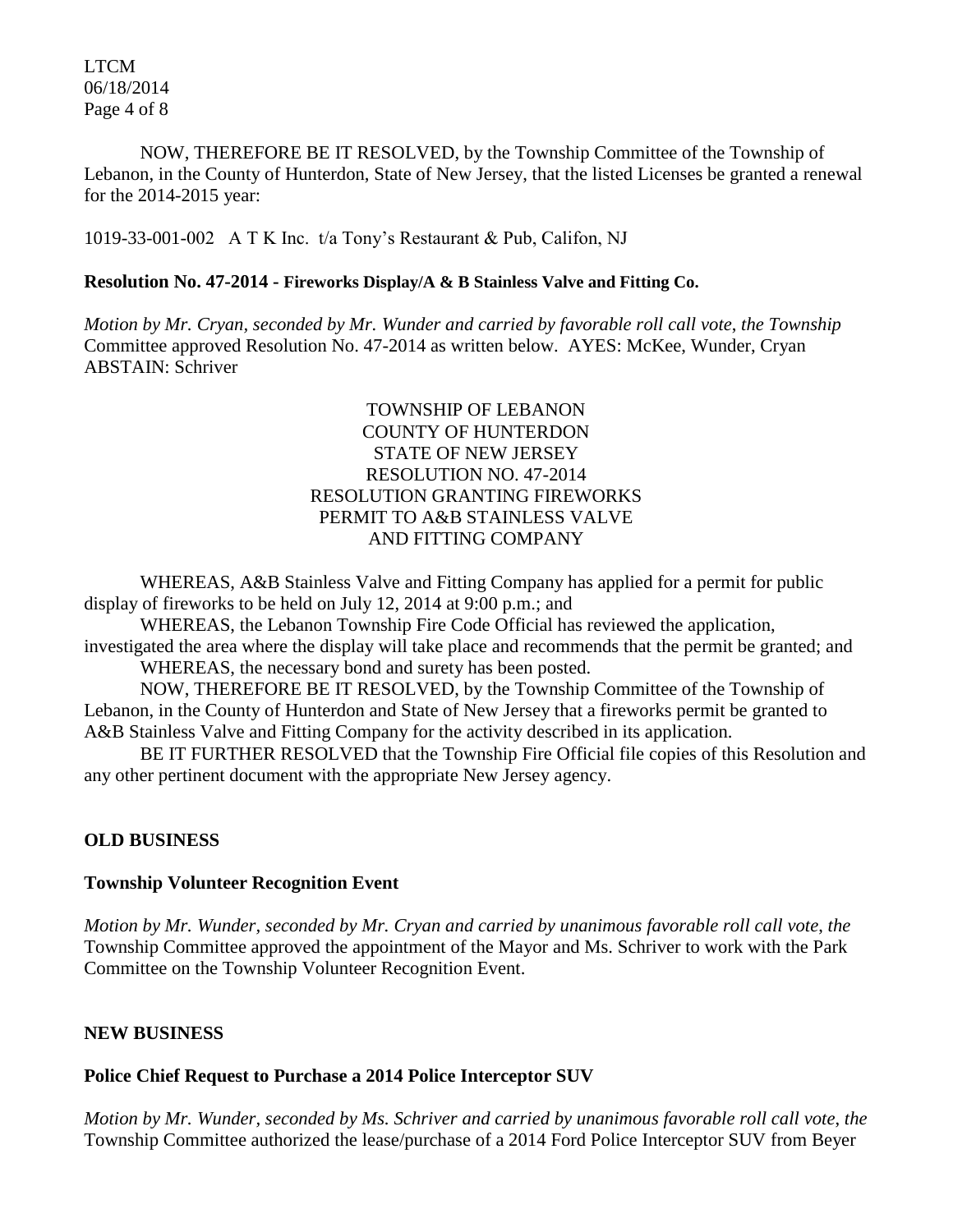NOW, THEREFORE BE IT RESOLVED, by the Township Committee of the Township of Lebanon, in the County of Hunterdon, State of New Jersey, that the listed Licenses be granted a renewal for the 2014-2015 year:

1019-33-001-002 A T K Inc. t/a Tony's Restaurant & Pub, Califon, NJ

**Resolution No. 47-2014 - Fireworks Display/A & B Stainless Valve and Fitting Co.**

*Motion by Mr. Cryan, seconded by Mr. Wunder and carried by favorable roll call vote, the Township* Committee approved Resolution No. 47-2014 as written below. AYES: McKee, Wunder, Cryan ABSTAIN: Schriver

TOWNSHIP OF LEBANON
COUNTY OF HUNTERDON
STATE OF NEW JERSEY
RESOLUTION NO. 47-2014
RESOLUTION GRANTING FIREWORKS PERMIT TO A&B STAINLESS VALVE AND FITTING COMPANY

WHEREAS, A&B Stainless Valve and Fitting Company has applied for a permit for public display of fireworks to be held on July 12, 2014 at 9:00 p.m.; and

WHEREAS, the Lebanon Township Fire Code Official has reviewed the application, investigated the area where the display will take place and recommends that the permit be granted; and

WHEREAS, the necessary bond and surety has been posted.

NOW, THEREFORE BE IT RESOLVED, by the Township Committee of the Township of Lebanon, in the County of Hunterdon and State of New Jersey that a fireworks permit be granted to A&B Stainless Valve and Fitting Company for the activity described in its application.

BE IT FURTHER RESOLVED that the Township Fire Official file copies of this Resolution and any other pertinent document with the appropriate New Jersey agency.

## OLD BUSINESS

### Township Volunteer Recognition Event

*Motion by Mr. Wunder, seconded by Mr. Cryan and carried by unanimous favorable roll call vote, the* Township Committee approved the appointment of the Mayor and Ms. Schriver to work with the Park Committee on the Township Volunteer Recognition Event.

## NEW BUSINESS

### Police Chief Request to Purchase a 2014 Police Interceptor SUV

*Motion by Mr. Wunder, seconded by Ms. Schriver and carried by unanimous favorable roll call vote, the* Township Committee authorized the lease/purchase of a 2014 Ford Police Interceptor SUV from Beyer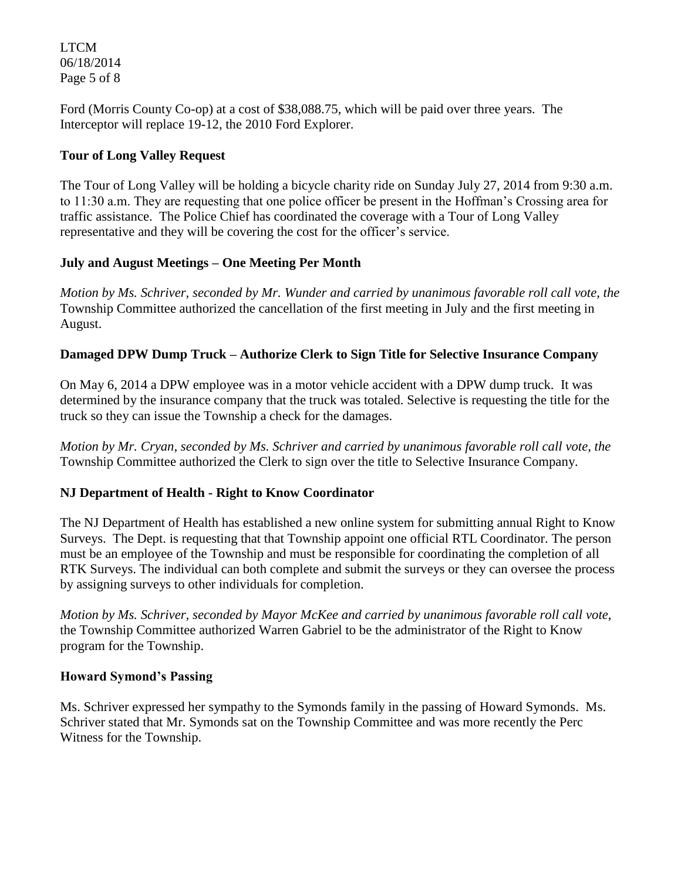Ford (Morris County Co-op) at a cost of $38,088.75, which will be paid over three years. The Interceptor will replace 19-12, the 2010 Ford Explorer.

**Tour of Long Valley Request**

The Tour of Long Valley will be holding a bicycle charity ride on Sunday July 27, 2014 from 9:30 a.m. to 11:30 a.m. They are requesting that one police officer be present in the Hoffman's Crossing area for traffic assistance. The Police Chief has coordinated the coverage with a Tour of Long Valley representative and they will be covering the cost for the officer's service.

**July and August Meetings – One Meeting Per Month**

*Motion by Ms. Schriver, seconded by Mr. Wunder and carried by unanimous favorable roll call vote, the* Township Committee authorized the cancellation of the first meeting in July and the first meeting in August.

**Damaged DPW Dump Truck – Authorize Clerk to Sign Title for Selective Insurance Company**

On May 6, 2014 a DPW employee was in a motor vehicle accident with a DPW dump truck. It was determined by the insurance company that the truck was totaled. Selective is requesting the title for the truck so they can issue the Township a check for the damages.

*Motion by Mr. Cryan, seconded by Ms. Schriver and carried by unanimous favorable roll call vote, the* Township Committee authorized the Clerk to sign over the title to Selective Insurance Company.

**NJ Department of Health - Right to Know Coordinator**

The NJ Department of Health has established a new online system for submitting annual Right to Know Surveys. The Dept. is requesting that that Township appoint one official RTL Coordinator. The person must be an employee of the Township and must be responsible for coordinating the completion of all RTK Surveys. The individual can both complete and submit the surveys or they can oversee the process by assigning surveys to other individuals for completion.

*Motion by Ms. Schriver, seconded by Mayor McKee and carried by unanimous favorable roll call vote*, the Township Committee authorized Warren Gabriel to be the administrator of the Right to Know program for the Township.

**Howard Symond's Passing**

Ms. Schriver expressed her sympathy to the Symonds family in the passing of Howard Symonds. Ms. Schriver stated that Mr. Symonds sat on the Township Committee and was more recently the Perc Witness for the Township.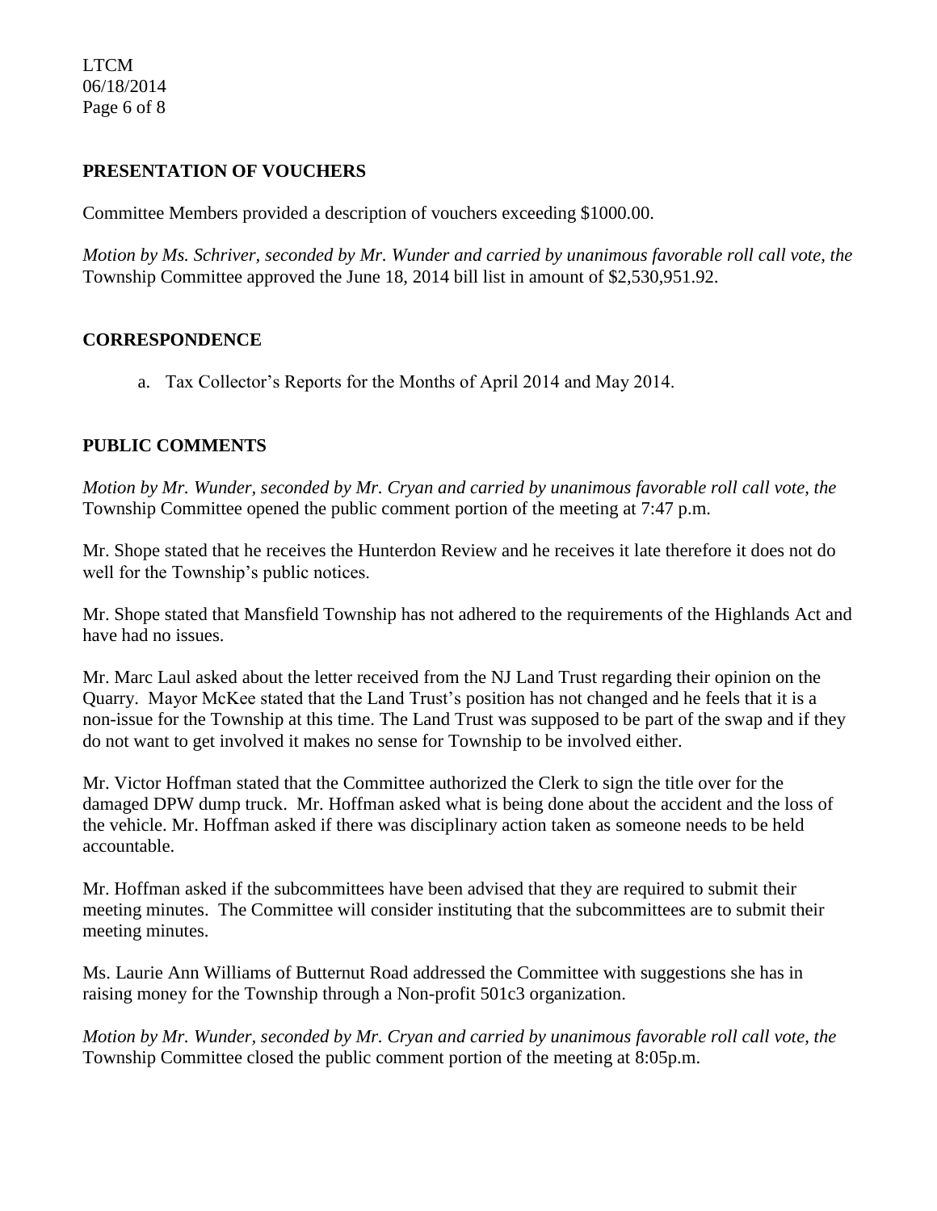## PRESENTATION OF VOUCHERS

Committee Members provided a description of vouchers exceeding $1000.00.

*Motion by Ms. Schriver, seconded by Mr. Wunder and carried by unanimous favorable roll call vote, the* Township Committee approved the June 18, 2014 bill list in amount of $2,530,951.92.

## CORRESPONDENCE

a. Tax Collector's Reports for the Months of April 2014 and May 2014.

## PUBLIC COMMENTS

*Motion by Mr. Wunder, seconded by Mr. Cryan and carried by unanimous favorable roll call vote, the* Township Committee opened the public comment portion of the meeting at 7:47 p.m.

Mr. Shope stated that he receives the Hunterdon Review and he receives it late therefore it does not do well for the Township's public notices.

Mr. Shope stated that Mansfield Township has not adhered to the requirements of the Highlands Act and have had no issues.

Mr. Marc Laul asked about the letter received from the NJ Land Trust regarding their opinion on the Quarry. Mayor McKee stated that the Land Trust's position has not changed and he feels that it is a non-issue for the Township at this time. The Land Trust was supposed to be part of the swap and if they do not want to get involved it makes no sense for Township to be involved either.

Mr. Victor Hoffman stated that the Committee authorized the Clerk to sign the title over for the damaged DPW dump truck. Mr. Hoffman asked what is being done about the accident and the loss of the vehicle. Mr. Hoffman asked if there was disciplinary action taken as someone needs to be held accountable.

Mr. Hoffman asked if the subcommittees have been advised that they are required to submit their meeting minutes. The Committee will consider instituting that the subcommittees are to submit their meeting minutes.

Ms. Laurie Ann Williams of Butternut Road addressed the Committee with suggestions she has in raising money for the Township through a Non-profit 501c3 organization.

*Motion by Mr. Wunder, seconded by Mr. Cryan and carried by unanimous favorable roll call vote, the* Township Committee closed the public comment portion of the meeting at 8:05p.m.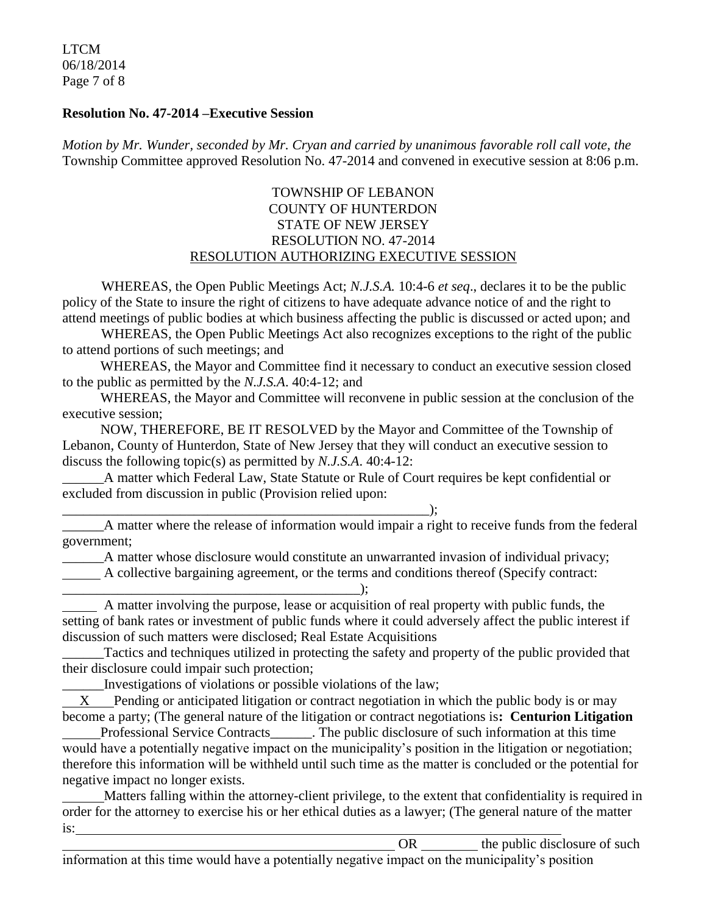**Resolution No. 47-2014 –Executive Session**

*Motion by Mr. Wunder, seconded by Mr. Cryan and carried by unanimous favorable roll call vote, the* Township Committee approved Resolution No. 47-2014 and convened in executive session at 8:06 p.m.

TOWNSHIP OF LEBANON
COUNTY OF HUNTERDON
STATE OF NEW JERSEY
RESOLUTION NO. 47-2014
RESOLUTION AUTHORIZING EXECUTIVE SESSION

WHEREAS, the Open Public Meetings Act; *N.J.S.A.* 10:4-6 *et seq*., declares it to be the public policy of the State to insure the right of citizens to have adequate advance notice of and the right to attend meetings of public bodies at which business affecting the public is discussed or acted upon; and

WHEREAS, the Open Public Meetings Act also recognizes exceptions to the right of the public to attend portions of such meetings; and

WHEREAS, the Mayor and Committee find it necessary to conduct an executive session closed to the public as permitted by the *N.J.S.A*. 40:4-12; and

WHEREAS, the Mayor and Committee will reconvene in public session at the conclusion of the executive session;

NOW, THEREFORE, BE IT RESOLVED by the Mayor and Committee of the Township of Lebanon, County of Hunterdon, State of New Jersey that they will conduct an executive session to discuss the following topic(s) as permitted by *N.J.S.A*. 40:4-12:

______A matter which Federal Law, State Statute or Rule of Court requires be kept confidential or excluded from discussion in public (Provision relied upon: ________________________________________________________);

______A matter where the release of information would impair a right to receive funds from the federal government;

______A matter whose disclosure would constitute an unwarranted invasion of individual privacy;

______ A collective bargaining agreement, or the terms and conditions thereof (Specify contract: ____________________________________________);

______ A matter involving the purpose, lease or acquisition of real property with public funds, the setting of bank rates or investment of public funds where it could adversely affect the public interest if discussion of such matters were disclosed; Real Estate Acquisitions

______Tactics and techniques utilized in protecting the safety and property of the public provided that their disclosure could impair such protection;

______Investigations of violations or possible violations of the law;

__X__ Pending or anticipated litigation or contract negotiation in which the public body is or may become a party; (The general nature of the litigation or contract negotiations is**: Centurion Litigation**

______Professional Service Contracts______. The public disclosure of such information at this time would have a potentially negative impact on the municipality's position in the litigation or negotiation; therefore this information will be withheld until such time as the matter is concluded or the potential for negative impact no longer exists.

______Matters falling within the attorney-client privilege, to the extent that confidentiality is required in order for the attorney to exercise his or her ethical duties as a lawyer; (The general nature of the matter is:__________________________________________________________________________ ________________________________________________ OR ________ the public disclosure of such information at this time would have a potentially negative impact on the municipality's position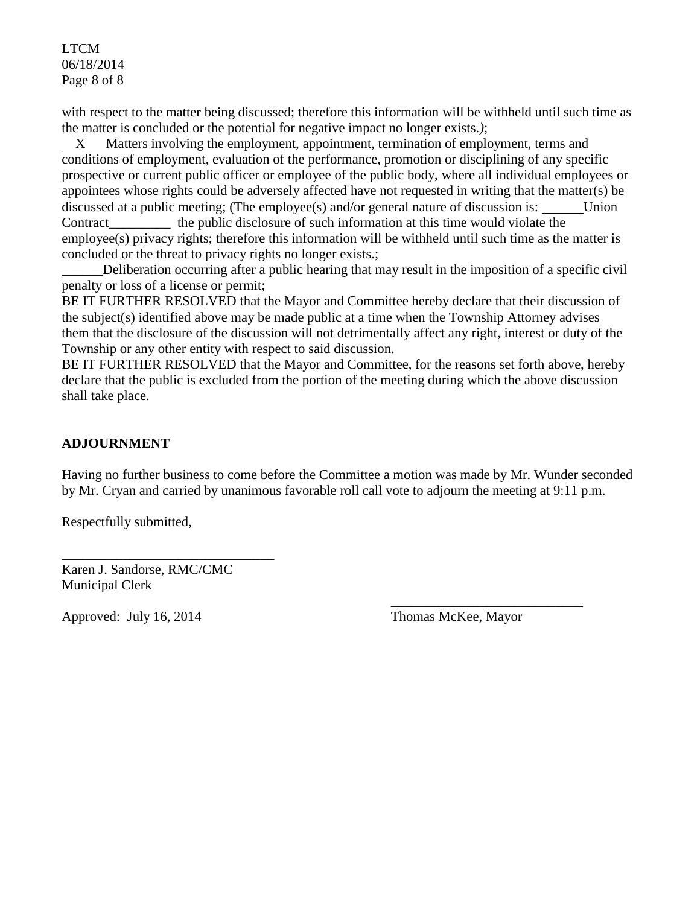with respect to the matter being discussed; therefore this information will be withheld until such time as the matter is concluded or the potential for negative impact no longer exists.*)*;

\_\_X\_\_\_Matters involving the employment, appointment, termination of employment, terms and conditions of employment, evaluation of the performance, promotion or disciplining of any specific prospective or current public officer or employee of the public body, where all individual employees or appointees whose rights could be adversely affected have not requested in writing that the matter(s) be discussed at a public meeting; (The employee(s) and/or general nature of discussion is: \_\_\_\_\_\_Union Contract\_\_\_\_\_\_\_\_\_ the public disclosure of such information at this time would violate the employee(s) privacy rights; therefore this information will be withheld until such time as the matter is concluded or the threat to privacy rights no longer exists.;

\_\_\_\_\_\_Deliberation occurring after a public hearing that may result in the imposition of a specific civil penalty or loss of a license or permit;

BE IT FURTHER RESOLVED that the Mayor and Committee hereby declare that their discussion of the subject(s) identified above may be made public at a time when the Township Attorney advises them that the disclosure of the discussion will not detrimentally affect any right, interest or duty of the Township or any other entity with respect to said discussion.

BE IT FURTHER RESOLVED that the Mayor and Committee, for the reasons set forth above, hereby declare that the public is excluded from the portion of the meeting during which the above discussion shall take place.

**ADJOURNMENT**

Having no further business to come before the Committee a motion was made by Mr. Wunder seconded by Mr. Cryan and carried by unanimous favorable roll call vote to adjourn the meeting at 9:11 p.m.

Respectfully submitted,

\_\_\_\_\_\_\_\_\_\_\_\_\_\_\_\_\_\_\_\_\_\_\_\_\_\_\_\_\_\_\_\_
Karen J. Sandorse, RMC/CMC
Municipal Clerk

Approved: July 16, 2014

\_\_\_\_\_\_\_\_\_\_\_\_\_\_\_\_\_\_\_\_\_\_\_\_\_\_\_\_\_\_
Thomas McKee, Mayor